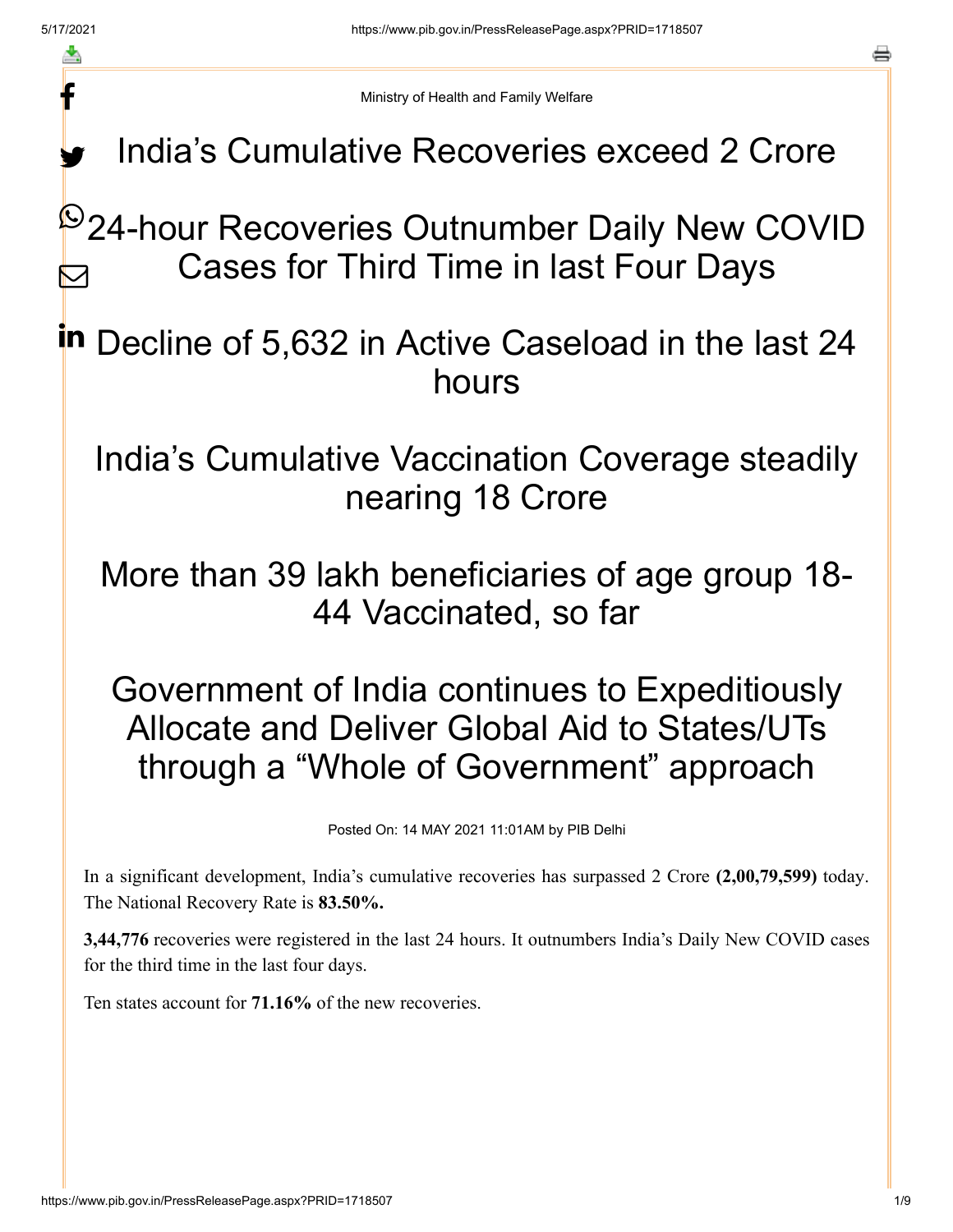Ministry of Health and Family Welfare

# India's Cumulative Recoveries exceed 2 Crore

# 24-hour Recoveries Outnumber Daily New COVID Cases for Third Time in last Four Days

# Decline of 5,632 in Active Caseload in the last 24 hours

# India's Cumulative Vaccination Coverage steadily nearing 18 Crore

# More than 39 lakh beneficiaries of age group 18-44 Vaccinated, so far

# Government of India continues to Expeditiously Allocate and Deliver Global Aid to States/UTs through a "Whole of Government" approach

Posted On: 14 MAY 2021 11:01AM by PIB Delhi

In a significant development, India's cumulative recoveries has surpassed 2 Crore **(2,00,79,599)** today. The National Recovery Rate is **83.50%.**

**3,44,776** recoveries were registered in the last 24 hours. It outnumbers India's Daily New COVID cases for the third time in the last four days.

Ten states account for **71.16%** of the new recoveries.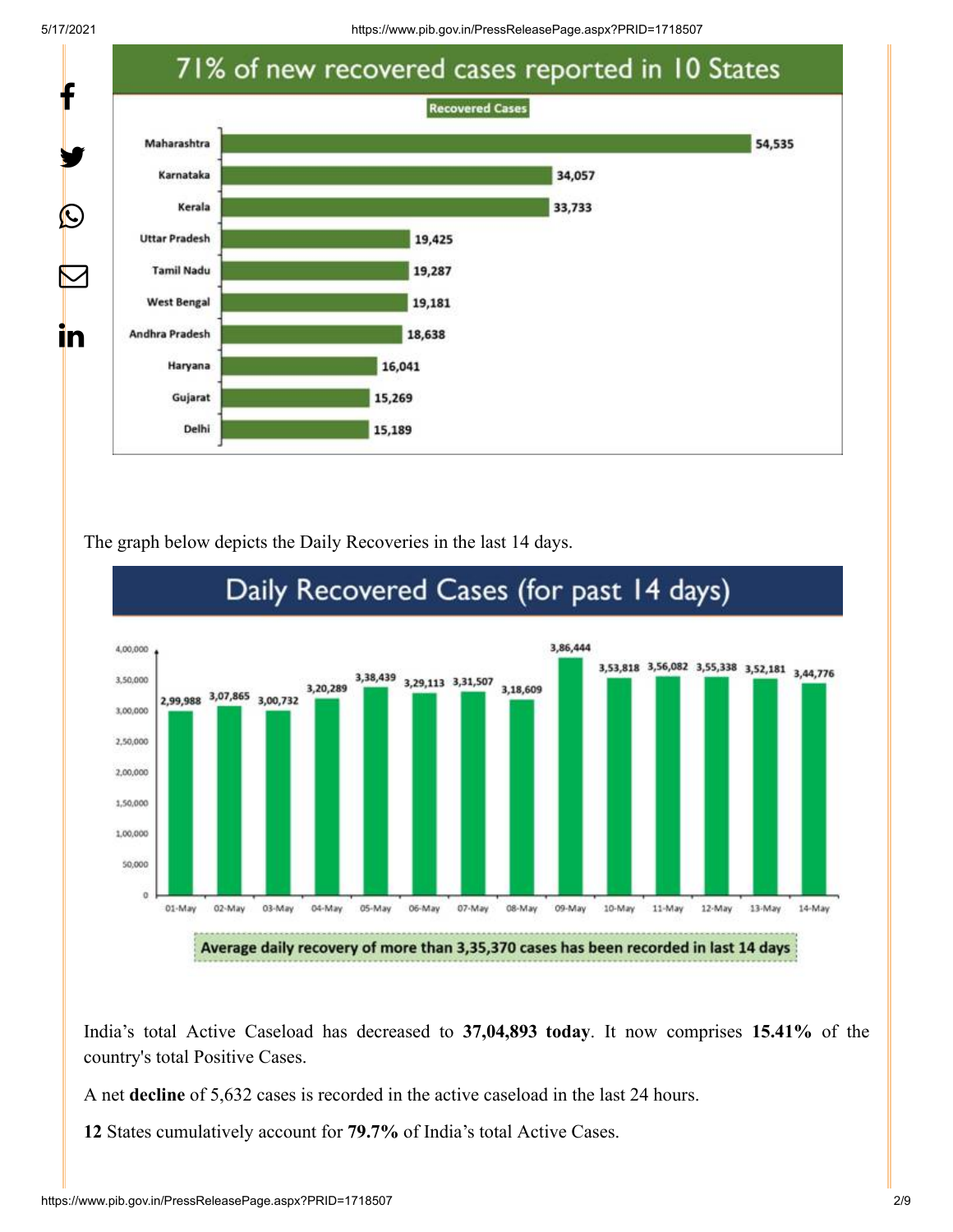## 71% of new recovered cases reported in 10 States

**Recovered Cases**

| State | Recovered Cases |
| --- | --- |
| Maharashtra | 54,535 |
| Karnataka | 34,057 |
| Kerala | 33,733 |
| Uttar Pradesh | 19,425 |
| Tamil Nadu | 19,287 |
| West Bengal | 19,181 |
| Andhra Pradesh | 18,638 |
| Haryana | 16,041 |
| Gujarat | 15,269 |
| Delhi | 15,189 |

The graph below depicts the Daily Recoveries in the last 14 days.

## Daily Recovered Cases (for past 14 days)

| Date | Recovered Cases |
| --- | --- |
| 01-May | 2,99,988 |
| 02-May | 3,07,865 |
| 03-May | 3,00,732 |
| 04-May | 3,20,289 |
| 05-May | 3,38,439 |
| 06-May | 3,29,113 |
| 07-May | 3,31,507 |
| 08-May | 3,18,609 |
| 09-May | 3,86,444 |
| 10-May | 3,53,818 |
| 11-May | 3,56,082 |
| 12-May | 3,55,338 |
| 13-May | 3,52,181 |
| 14-May | 3,44,776 |

**Average daily recovery of more than 3,35,370 cases has been recorded in last 14 days**

India's total Active Caseload has decreased to **37,04,893 today**. It now comprises **15.41%** of the country's total Positive Cases.

A net **decline** of 5,632 cases is recorded in the active caseload in the last 24 hours.

**12** States cumulatively account for **79.7%** of India's total Active Cases.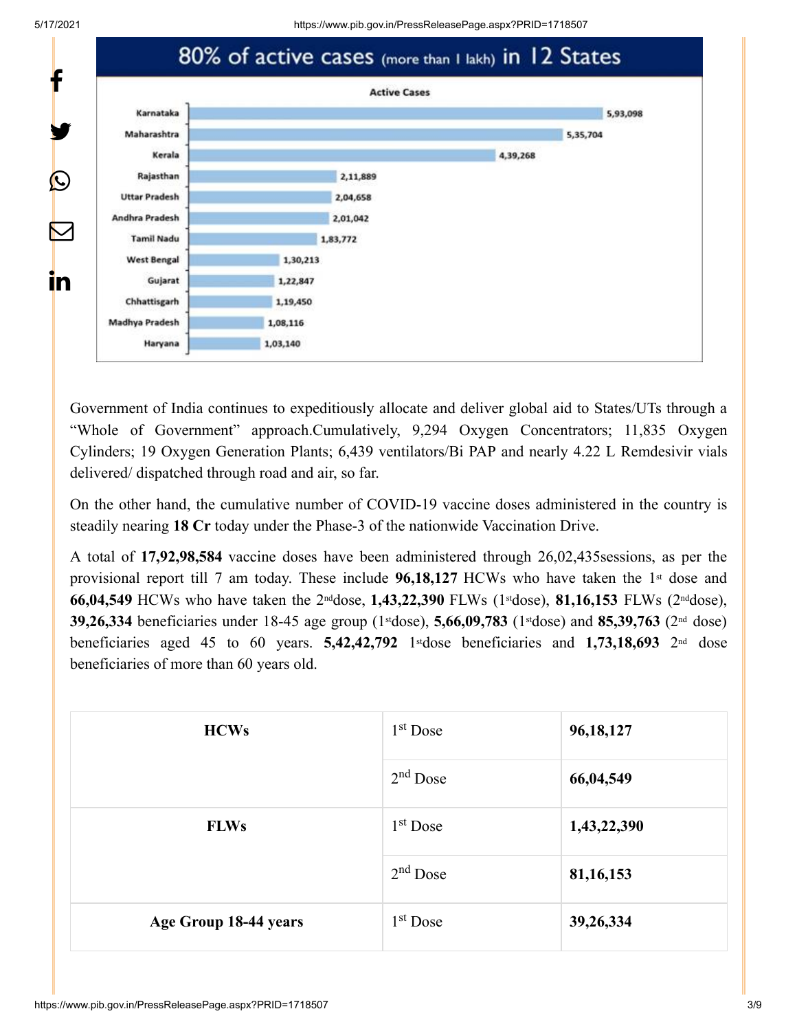## 80% of active cases (more than 1 lakh) in 12 States

**Active Cases**

| State | Active Cases |
|---|---|
| Karnataka | 5,93,098 |
| Maharashtra | 5,35,704 |
| Kerala | 4,39,268 |
| Rajasthan | 2,11,889 |
| Uttar Pradesh | 2,04,658 |
| Andhra Pradesh | 2,01,042 |
| Tamil Nadu | 1,83,772 |
| West Bengal | 1,30,213 |
| Gujarat | 1,22,847 |
| Chhattisgarh | 1,19,450 |
| Madhya Pradesh | 1,08,116 |
| Haryana | 1,03,140 |

Government of India continues to expeditiously allocate and deliver global aid to States/UTs through a "Whole of Government" approach.Cumulatively, 9,294 Oxygen Concentrators; 11,835 Oxygen Cylinders; 19 Oxygen Generation Plants; 6,439 ventilators/Bi PAP and nearly 4.22 L Remdesivir vials delivered/ dispatched through road and air, so far.

On the other hand, the cumulative number of COVID-19 vaccine doses administered in the country is steadily nearing **18 Cr** today under the Phase-3 of the nationwide Vaccination Drive.

A total of **17,92,98,584** vaccine doses have been administered through 26,02,435sessions, as per the provisional report till 7 am today. These include **96,18,127** HCWs who have taken the 1st dose and **66,04,549** HCWs who have taken the 2nd dose, **1,43,22,390** FLWs (1st dose), **81,16,153** FLWs (2nd dose), **39,26,334** beneficiaries under 18-45 age group (1st dose), **5,66,09,783** (1st dose) and **85,39,763** (2nd dose) beneficiaries aged 45 to 60 years. **5,42,42,792** 1st dose beneficiaries and **1,73,18,693** 2nd dose beneficiaries of more than 60 years old.

| | | |
|---|---|---|
| **HCWs** | 1st Dose | **96,18,127** |
| | 2nd Dose | **66,04,549** |
| **FLWs** | 1st Dose | **1,43,22,390** |
| | 2nd Dose | **81,16,153** |
| **Age Group 18-44 years** | 1st Dose | **39,26,334** |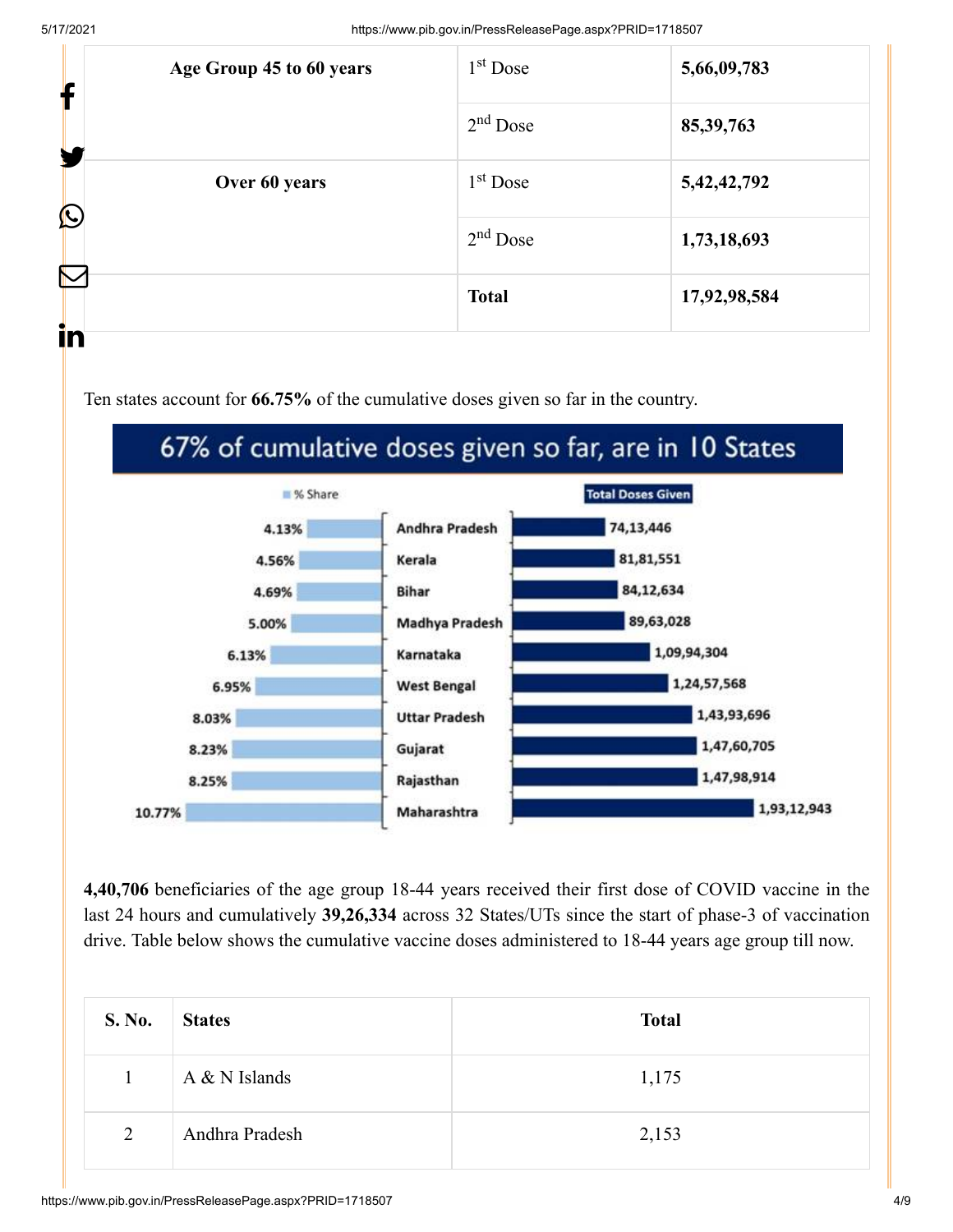| Age Group 45 to 60 years | 1st Dose | **5,66,09,783** |
|---|---|---|
| | 2nd Dose | **85,39,763** |
| Over 60 years | 1st Dose | **5,42,42,792** |
| | 2nd Dose | **1,73,18,693** |
| | **Total** | **17,92,98,584** |

Ten states account for **66.75%** of the cumulative doses given so far in the country.

**67% of cumulative doses given so far, are in 10 States**

| % Share | State | Total Doses Given |
|---|---|---|
| 4.13% | Andhra Pradesh | 74,13,446 |
| 4.56% | Kerala | 81,81,551 |
| 4.69% | Bihar | 84,12,634 |
| 5.00% | Madhya Pradesh | 89,63,028 |
| 6.13% | Karnataka | 1,09,94,304 |
| 6.95% | West Bengal | 1,24,57,568 |
| 8.03% | Uttar Pradesh | 1,43,93,696 |
| 8.23% | Gujarat | 1,47,60,705 |
| 8.25% | Rajasthan | 1,47,98,914 |
| 10.77% | Maharashtra | 1,93,12,943 |

**4,40,706** beneficiaries of the age group 18-44 years received their first dose of COVID vaccine in the last 24 hours and cumulatively **39,26,334** across 32 States/UTs since the start of phase-3 of vaccination drive. Table below shows the cumulative vaccine doses administered to 18-44 years age group till now.

| S. No. | States | Total |
|---|---|---|
| 1 | A & N Islands | 1,175 |
| 2 | Andhra Pradesh | 2,153 |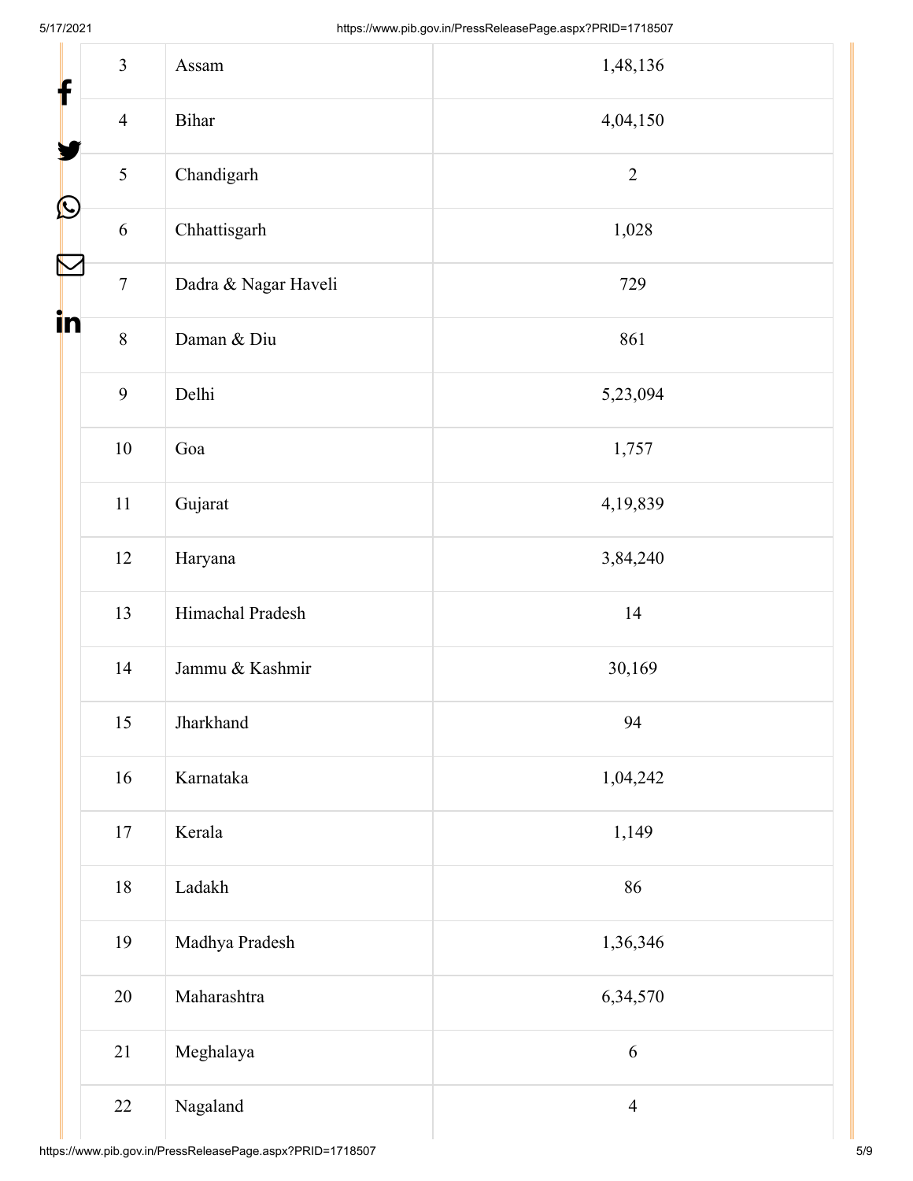| | | |
|---|---|---|
| 3 | Assam | 1,48,136 |
| 4 | Bihar | 4,04,150 |
| 5 | Chandigarh | 2 |
| 6 | Chhattisgarh | 1,028 |
| 7 | Dadra & Nagar Haveli | 729 |
| 8 | Daman & Diu | 861 |
| 9 | Delhi | 5,23,094 |
| 10 | Goa | 1,757 |
| 11 | Gujarat | 4,19,839 |
| 12 | Haryana | 3,84,240 |
| 13 | Himachal Pradesh | 14 |
| 14 | Jammu & Kashmir | 30,169 |
| 15 | Jharkhand | 94 |
| 16 | Karnataka | 1,04,242 |
| 17 | Kerala | 1,149 |
| 18 | Ladakh | 86 |
| 19 | Madhya Pradesh | 1,36,346 |
| 20 | Maharashtra | 6,34,570 |
| 21 | Meghalaya | 6 |
| 22 | Nagaland | 4 |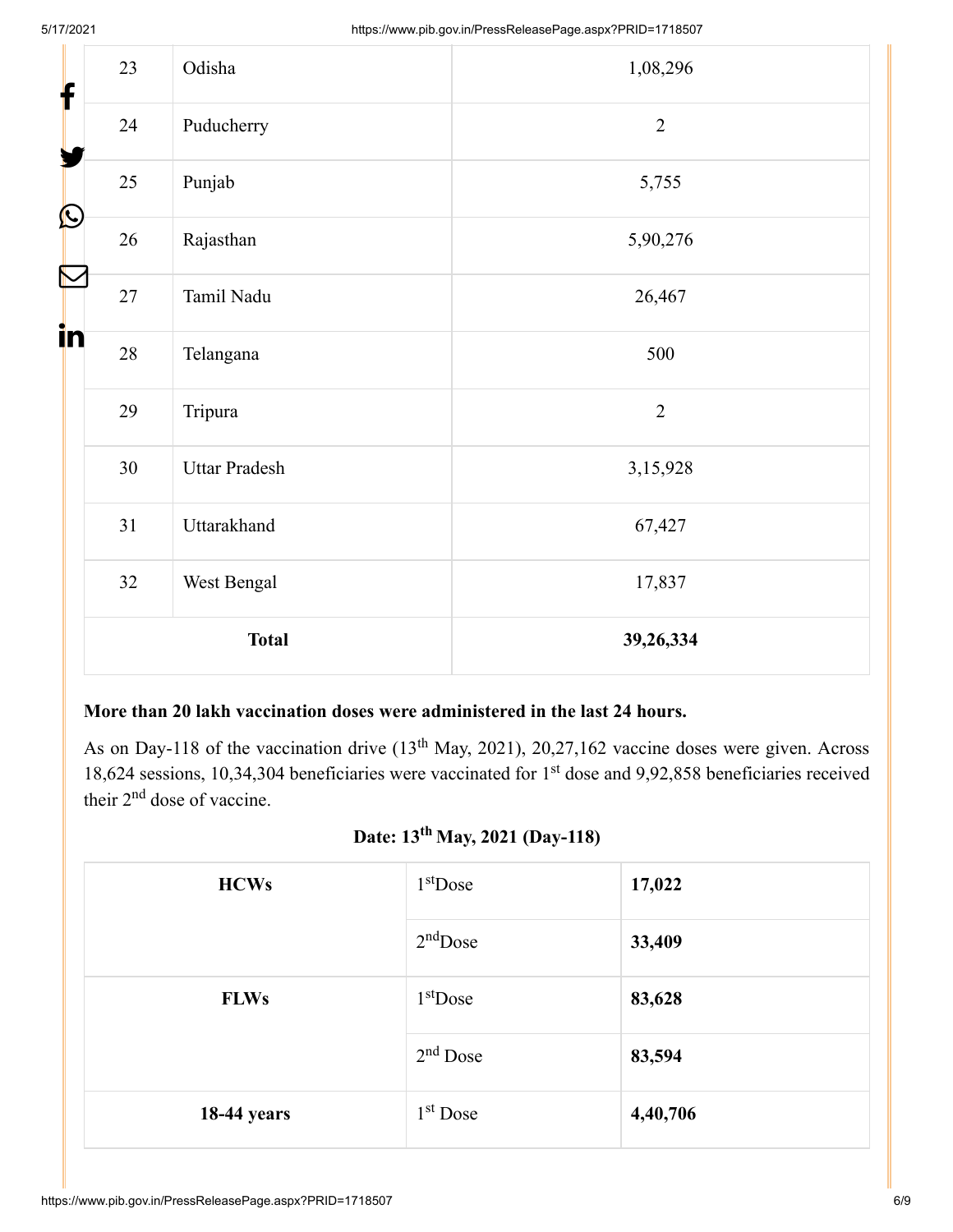| 23 | Odisha | 1,08,296 |
|---|---|---|
| 24 | Puducherry | 2 |
| 25 | Punjab | 5,755 |
| 26 | Rajasthan | 5,90,276 |
| 27 | Tamil Nadu | 26,467 |
| 28 | Telangana | 500 |
| 29 | Tripura | 2 |
| 30 | Uttar Pradesh | 3,15,928 |
| 31 | Uttarakhand | 67,427 |
| 32 | West Bengal | 17,837 |
| **Total** | | **39,26,334** |

**More than 20 lakh vaccination doses were administered in the last 24 hours.**

As on Day-118 of the vaccination drive (13th May, 2021), 20,27,162 vaccine doses were given. Across 18,624 sessions, 10,34,304 beneficiaries were vaccinated for 1st dose and 9,92,858 beneficiaries received their 2nd dose of vaccine.

**Date: 13th May, 2021 (Day-118)**

| **HCWs** | 1st Dose | **17,022** |
|---|---|---|
| | 2nd Dose | **33,409** |
| **FLWs** | 1st Dose | **83,628** |
| | 2nd Dose | **83,594** |
| **18-44 years** | 1st Dose | **4,40,706** |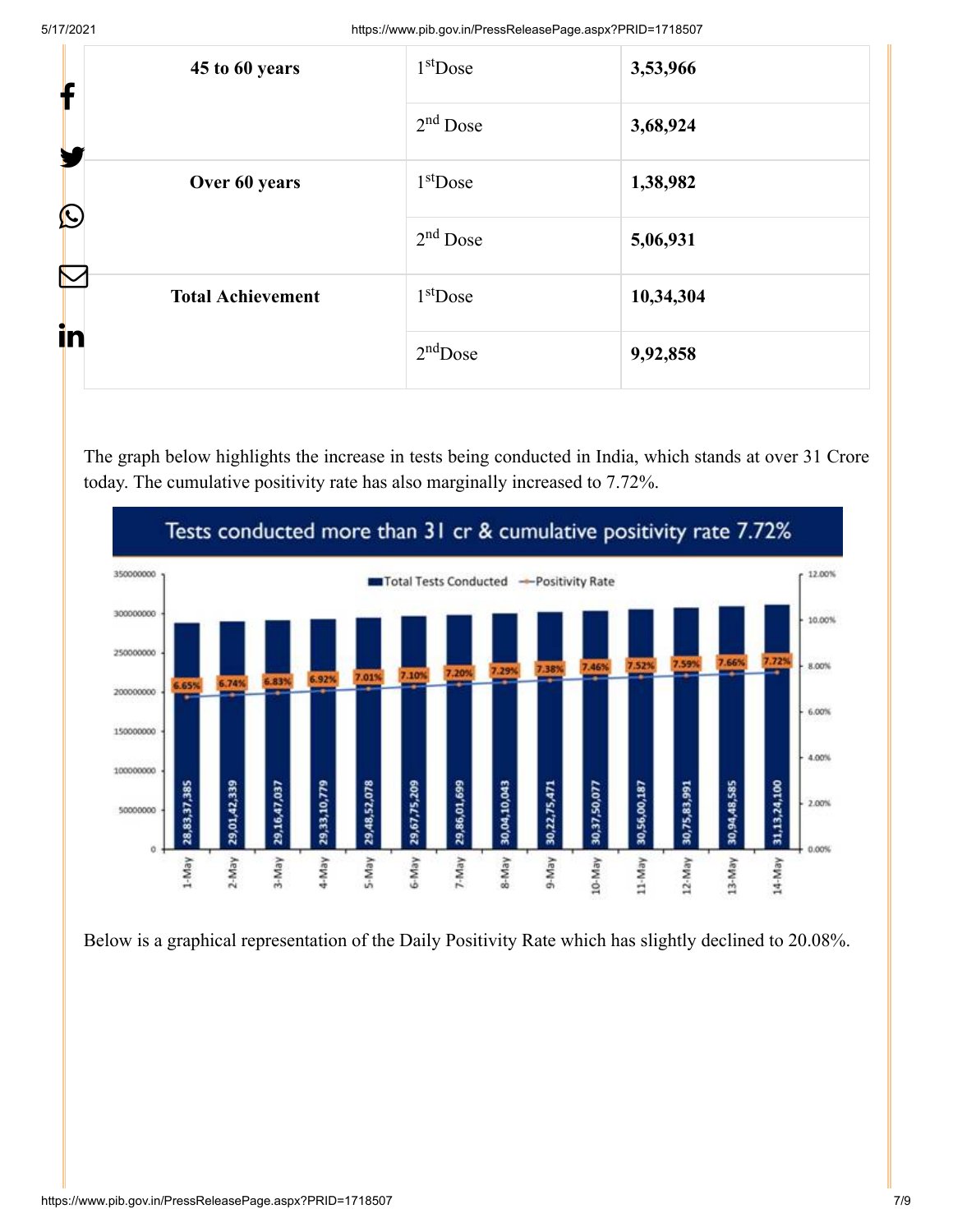| 45 to 60 years | 1st Dose | 3,53,966 |
|---|---|---|
| | 2nd Dose | 3,68,924 |
| Over 60 years | 1st Dose | 1,38,982 |
| | 2nd Dose | 5,06,931 |
| Total Achievement | 1st Dose | 10,34,304 |
| | 2nd Dose | 9,92,858 |

The graph below highlights the increase in tests being conducted in India, which stands at over 31 Crore today. The cumulative positivity rate has also marginally increased to 7.72%.

**Tests conducted more than 31 cr & cumulative positivity rate 7.72%**

| Date | Total Tests Conducted | Positivity Rate |
|---|---|---|
| 1-May | 28,83,37,385 | 6.65% |
| 2-May | 29,01,42,339 | 6.74% |
| 3-May | 29,16,47,037 | 6.83% |
| 4-May | 29,33,10,779 | 6.92% |
| 5-May | 29,48,52,078 | 7.01% |
| 6-May | 29,67,75,209 | 7.10% |
| 7-May | 29,86,01,699 | 7.20% |
| 8-May | 30,04,10,043 | 7.29% |
| 9-May | 30,22,75,471 | 7.38% |
| 10-May | 30,37,50,077 | 7.46% |
| 11-May | 30,56,00,187 | 7.52% |
| 12-May | 30,75,83,991 | 7.59% |
| 13-May | 30,94,48,585 | 7.66% |
| 14-May | 31,13,24,100 | 7.72% |

Below is a graphical representation of the Daily Positivity Rate which has slightly declined to 20.08%.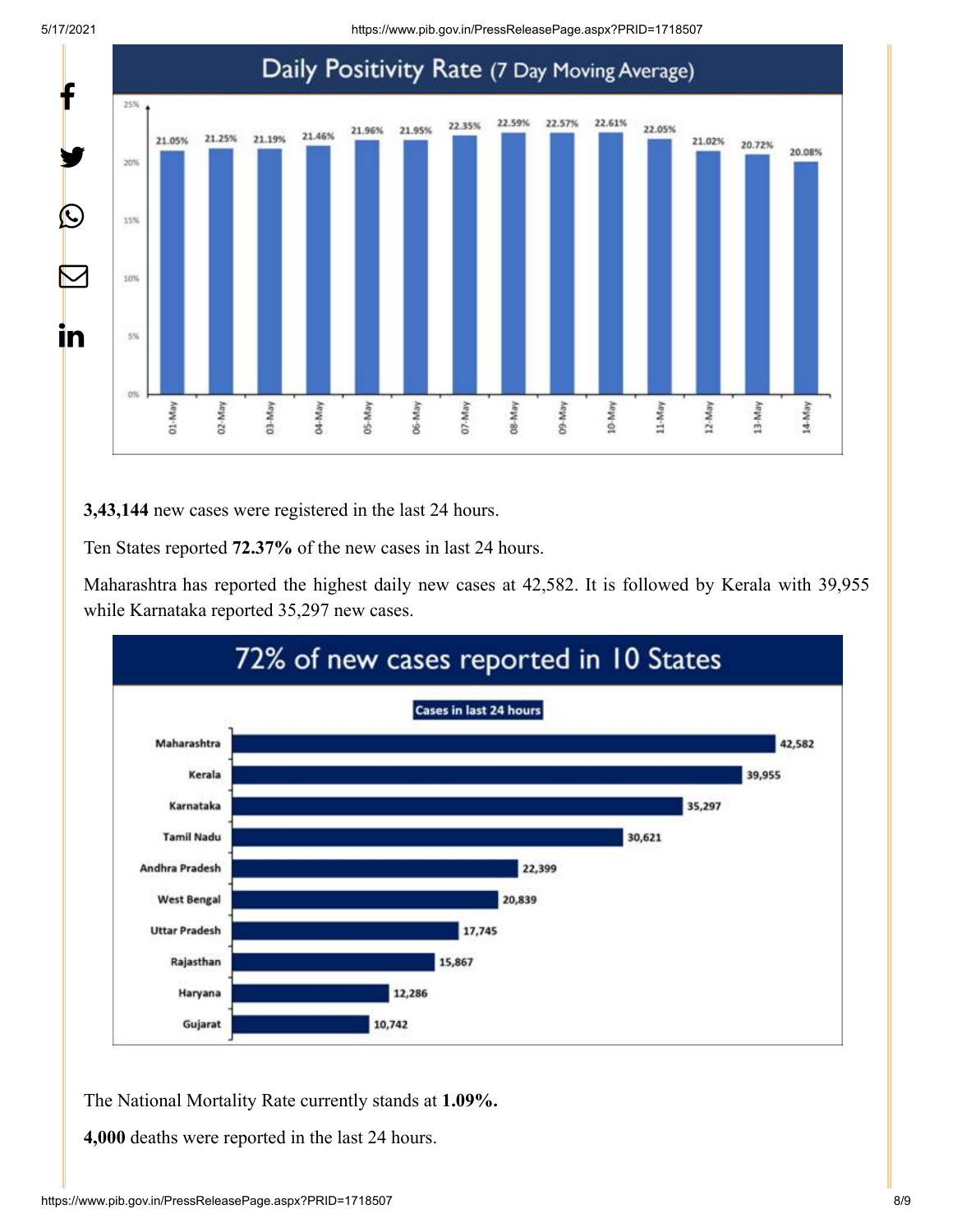**Daily Positivity Rate (7 Day Moving Average)**

| Date | Positivity Rate |
|---|---|
| 01-May | 21.05% |
| 02-May | 21.25% |
| 03-May | 21.19% |
| 04-May | 21.46% |
| 05-May | 21.96% |
| 06-May | 21.95% |
| 07-May | 22.35% |
| 08-May | 22.59% |
| 09-May | 22.57% |
| 10-May | 22.61% |
| 11-May | 22.05% |
| 12-May | 21.02% |
| 13-May | 20.72% |
| 14-May | 20.08% |

**3,43,144** new cases were registered in the last 24 hours.

Ten States reported **72.37%** of the new cases in last 24 hours.

Maharashtra has reported the highest daily new cases at 42,582. It is followed by Kerala with 39,955 while Karnataka reported 35,297 new cases.

**72% of new cases reported in 10 States**

Cases in last 24 hours

| State | Cases |
|---|---|
| Maharashtra | 42,582 |
| Kerala | 39,955 |
| Karnataka | 35,297 |
| Tamil Nadu | 30,621 |
| Andhra Pradesh | 22,399 |
| West Bengal | 20,839 |
| Uttar Pradesh | 17,745 |
| Rajasthan | 15,867 |
| Haryana | 12,286 |
| Gujarat | 10,742 |

The National Mortality Rate currently stands at **1.09%.**

**4,000** deaths were reported in the last 24 hours.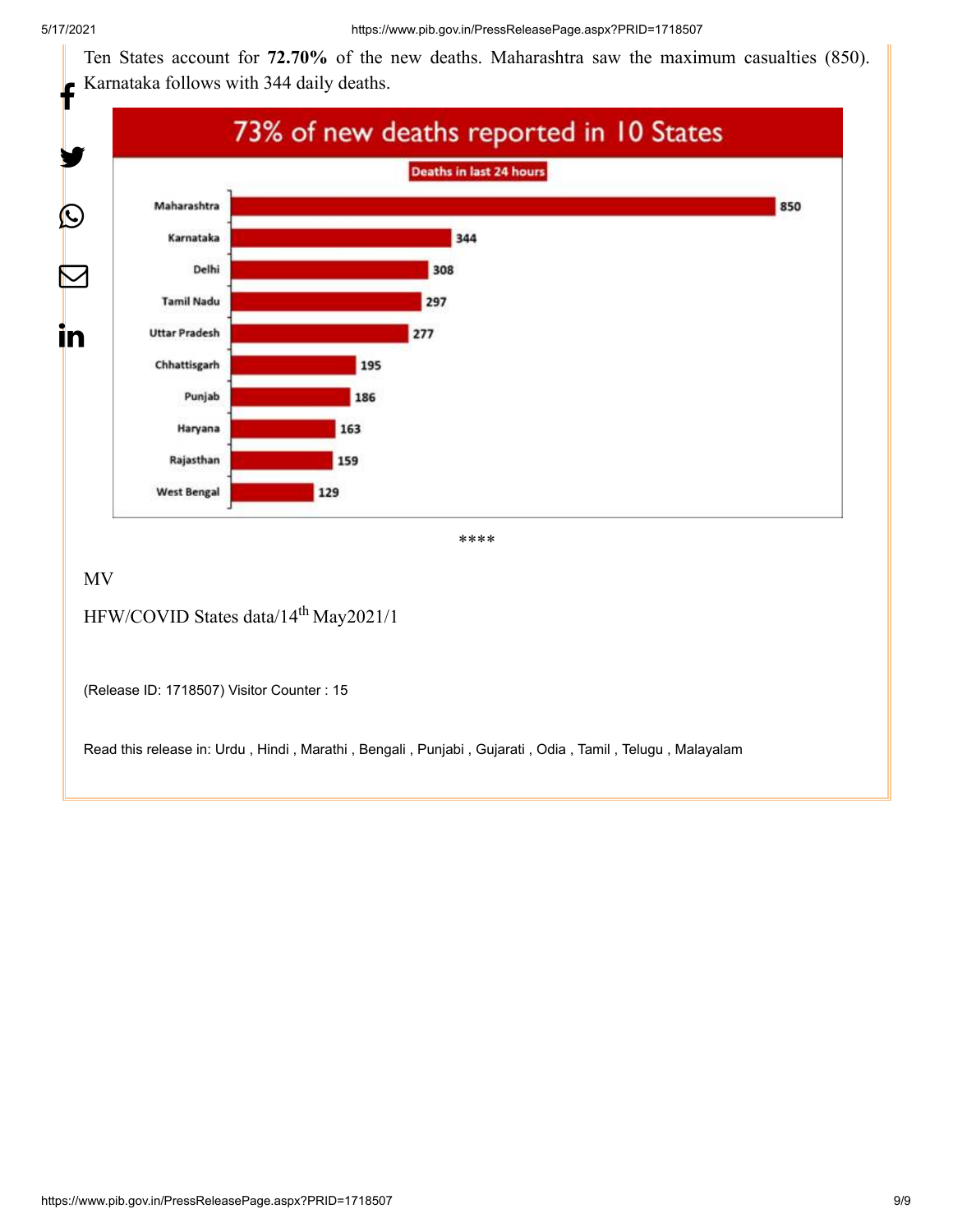Ten States account for **72.70%** of the new deaths. Maharashtra saw the maximum casualties (850). Karnataka follows with 344 daily deaths.

73% of new deaths reported in 10 States

Deaths in last 24 hours

Maharashtra 850
Karnataka 344
Delhi 308
Tamil Nadu 297
Uttar Pradesh 277
Chhattisgarh 195
Punjab 186
Haryana 163
Rajasthan 159
West Bengal 129

****

MV

HFW/COVID States data/14th May2021/1

(Release ID: 1718507) Visitor Counter : 15

Read this release in: Urdu , Hindi , Marathi , Bengali , Punjabi , Gujarati , Odia , Tamil , Telugu , Malayalam